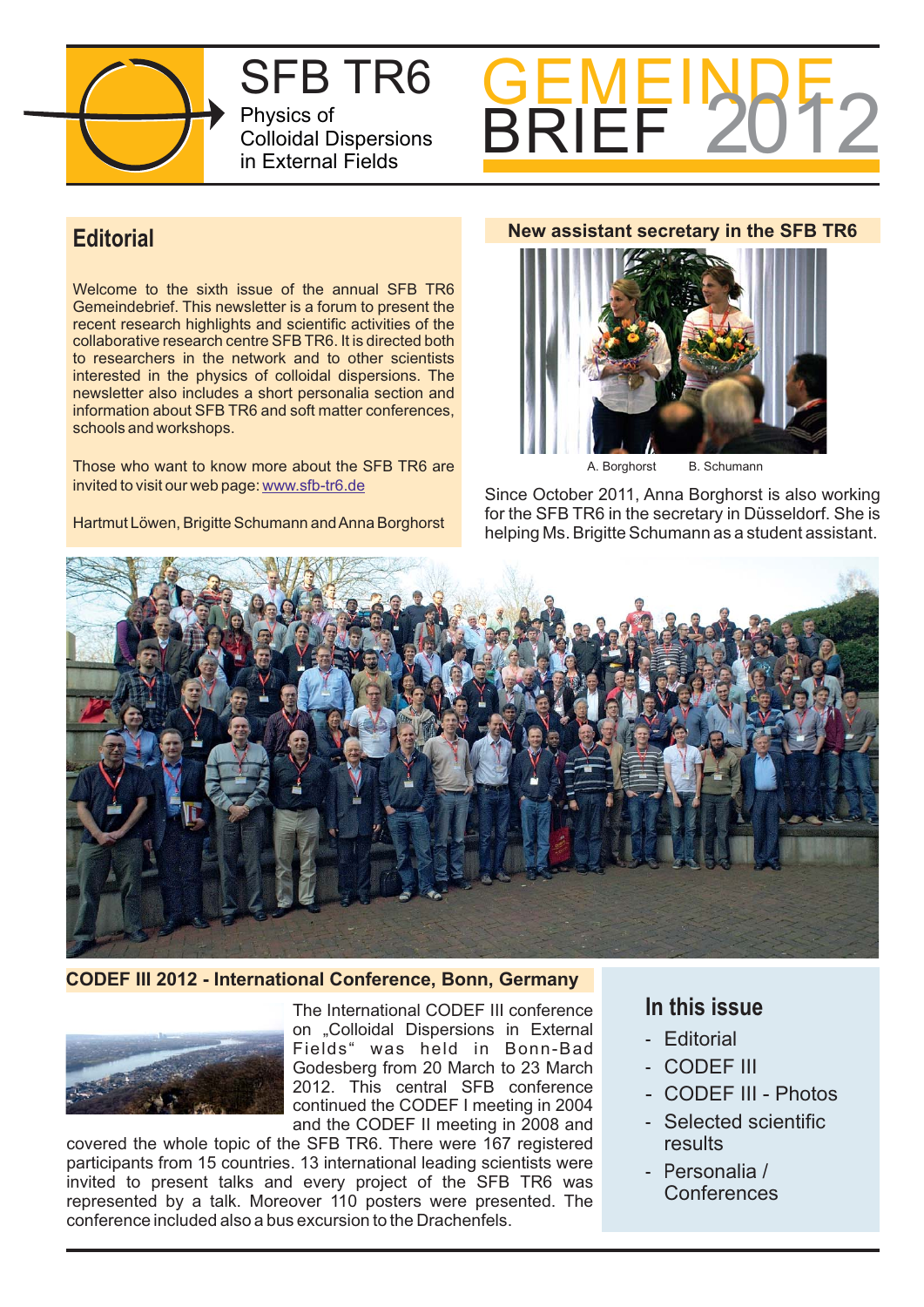# SFB TR6

Physics of Colloidal Dispersions in External Fields

# GEMEINDE BRIEF 2012

## Editorial

Welcome to the sixth issue of the annual SFB TR6 Gemeindebrief. This newsletter is a forum to present the recent research highlights and scientific activities of the collaborative research centre SFB TR6. It is directed both to researchers in the network and to other scientists interested in the physics of colloidal dispersions. The newsletter also includes a short personalia section and information about SFB TR6 and soft matter conferences, schools and workshops.

Those who want to know more about the SFB TR6 are invited to visit our web page: www.sfb-tr6.de

Hartmut Löwen, Brigitte Schumann and Anna Borghorst

## New assistant secretary in the SFB TR6

A. Borghorst B. Schumann

Since October 2011, Anna Borghorst is also working for the SFB TR6 in the secretary in Düsseldorf. She is helping Ms. Brigitte Schumann as a student assistant.

## CODEF III 2012 - International Conference, Bonn, Germany

The International CODEF III conference on „Colloidal Dispersions in External Fields“ was held in Bonn-Bad Godesberg from 20 March to 23 March 2012. This central SFB conference continued the CODEF I meeting in 2004 and the CODEF II meeting in 2008 and covered the whole topic of the SFB TR6. There were 167 registered participants from 15 countries. 13 international leading scientists were invited to present talks and every project of the SFB TR6 was represented by a talk. Moreover 110 posters were presented. The conference included also a bus excursion to the Drachenfels.

## In this issue

- Editorial
- CODEF III
- CODEF III - Photos
- Selected scientific results
- Personalia / Conferences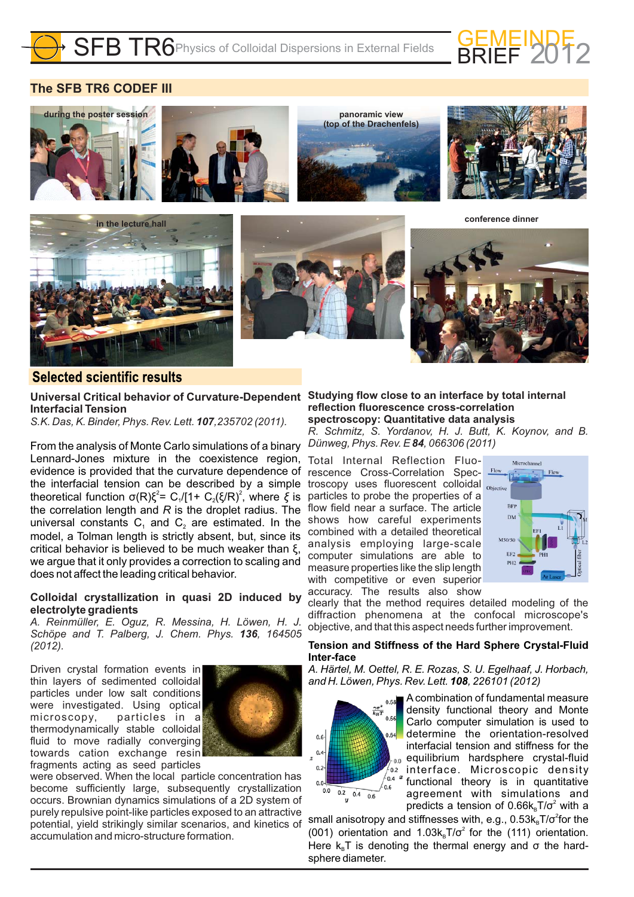## The SFB TR6 CODEF III

during the poster session

panoramic view (top of the Drachenfels)

in the lecture hall

conference dinner

## Selected scientific results

### Universal Critical behavior of Curvature-Dependent Interfacial Tension

*S.K. Das, K. Binder, Phys. Rev. Lett.* ***107****, 235702 (2011).*

From the analysis of Monte Carlo simulations of a binary Lennard-Jones mixture in the coexistence region, evidence is provided that the curvature dependence of the interfacial tension can be described by a simple theoretical function $\sigma(R)\xi^2 = C_1/[1+ C_2(\xi/R)]^2$, where $\xi$ is the correlation length and $R$ is the droplet radius. The universal constants $C_1$ and $C_2$ are estimated. In the model, a Tolman length is strictly absent, but, since its critical behavior is believed to be much weaker than $\xi$, we argue that it only provides a correction to scaling and does not affect the leading critical behavior.

### Colloidal crystallization in quasi 2D induced by electrolyte gradients

*A. Reinmüller, E. Oguz, R. Messina, H. Löwen, H. J. Schöpe and T. Palberg, J. Chem. Phys.* ***136****, 164505 (2012).*

Driven crystal formation events in thin layers of sedimented colloidal particles under low salt conditions were investigated. Using optical microscopy, particles in a thermodynamically stable colloidal fluid to move radially converging towards cation exchange resin fragments acting as seed particles were observed. When the local particle concentration has become sufficiently large, subsequently crystallization occurs. Brownian dynamics simulations of a 2D system of purely repulsive point-like particles exposed to an attractive potential, yield strikingly similar scenarios, and kinetics of accumulation and micro-structure formation.

### Studying flow close to an interface by total internal reflection fluorescence cross-correlation spectroscopy: Quantitative data analysis

*R. Schmitz, S. Yordanov, H. J. Butt, K. Koynov, and B. Dünweg, Phys. Rev. E* ***84****, 066306 (2011)*

Total Internal Reflection Fluorescence Cross-Correlation Spectroscopy uses fluorescent colloidal particles to probe the properties of a flow field near a surface. The article shows how careful experiments combined with a detailed theoretical analysis employing large-scale computer simulations are able to measure properties like the slip length with competitive or even superior accuracy. The results also show clearly that the method requires detailed modeling of the diffraction phenomena at the confocal microscope's objective, and that this aspect needs further improvement.

### Tension and Stiffness of the Hard Sphere Crystal-Fluid Inter-face

*A. Härtel, M. Oettel, R. E. Rozas, S. U. Egelhaaf, J. Horbach, and H. Löwen, Phys. Rev. Lett.* ***108****, 226101 (2012)*

A combination of fundamental measure density functional theory and Monte Carlo computer simulation is used to determine the orientation-resolved interfacial tension and stiffness for the equilibrium hardsphere crystal-fluid interface. Microscopic density functional theory is in quantitative agreement with simulations and predicts a tension of $0.66 k_BT/\sigma^2$ with a small anisotropy and stiffnesses with, e.g., $0.53 k_BT/\sigma^2$ for the (001) orientation and $1.03 k_BT/\sigma^2$ for the (111) orientation. Here $k_BT$ is denoting the thermal energy and $\sigma$ the hard-sphere diameter.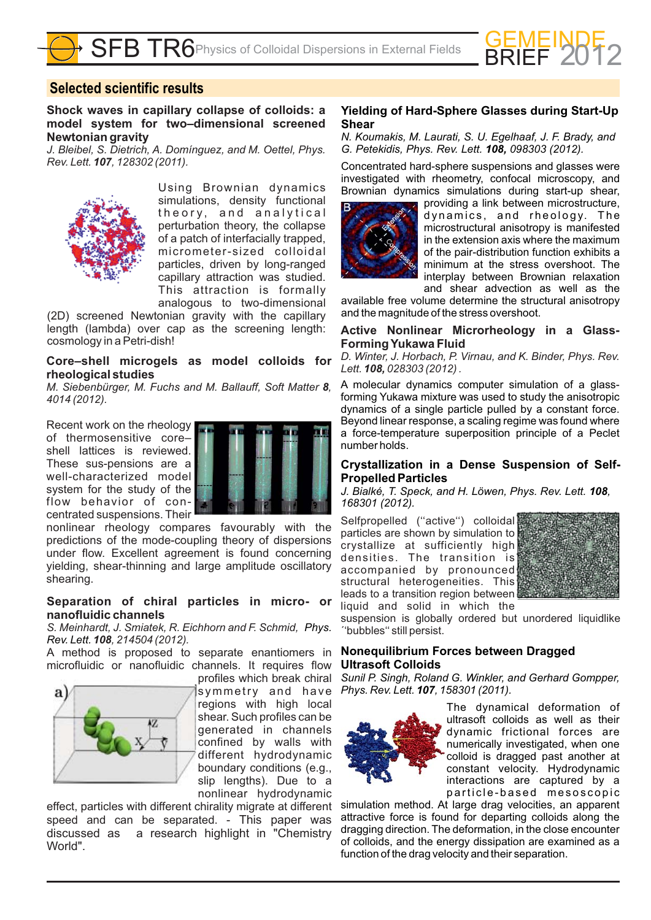## Selected scientific results

### Shock waves in capillary collapse of colloids: a model system for two–dimensional screened Newtonian gravity

*J. Bleibel, S. Dietrich, A. Domínguez, and M. Oettel, Phys. Rev. Lett.* ***107****, 128302 (2011).*

Using Brownian dynamics simulations, density functional theory, and analytical perturbation theory, the collapse of a patch of interfacially trapped, micrometer-sized colloidal particles, driven by long-ranged capillary attraction was studied. This attraction is formally analogous to two-dimensional (2D) screened Newtonian gravity with the capillary length (lambda) over cap as the screening length: cosmology in a Petri-dish!

### Core–shell microgels as model colloids for rheological studies

*M. Siebenbürger, M. Fuchs and M. Ballauff, Soft Matter* ***8****, 4014 (2012).*

Recent work on the rheology of thermosensitive core–shell lattices is reviewed. These sus-pensions are a well-characterized model system for the study of the flow behavior of con-centrated suspensions. Their nonlinear rheology compares favourably with the predictions of the mode-coupling theory of dispersions under flow. Excellent agreement is found concerning yielding, shear-thinning and large amplitude oscillatory shearing.

### Separation of chiral particles in micro- or nanofluidic channels

*S. Meinhardt, J. Smiatek, R. Eichhorn and F. Schmid, Phys. Rev. Lett.* ***108****, 214504 (2012).*

A method is proposed to separate enantiomers in microfluidic or nanofluidic channels. It requires flow profiles which break chiral symmetry and have regions with high local shear. Such profiles can be generated in channels confined by walls with different hydrodynamic boundary conditions (e.g., slip lengths). Due to a nonlinear hydrodynamic effect, particles with different chirality migrate at different speed and can be separated. - This paper was discussed as a research highlight in "Chemistry World".

### Yielding of Hard-Sphere Glasses during Start-Up Shear

*N. Koumakis, M. Laurati, S. U. Egelhaaf, J. F. Brady, and G. Petekidis, Phys. Rev. Lett.* ***108****, 098303 (2012).*

Concentrated hard-sphere suspensions and glasses were investigated with rheometry, confocal microscopy, and Brownian dynamics simulations during start-up shear, providing a link between microstructure, dynamics, and rheology. The microstructural anisotropy is manifested in the extension axis where the maximum of the pair-distribution function exhibits a minimum at the stress overshoot. The interplay between Brownian relaxation and shear advection as well as the available free volume determine the structural anisotropy and the magnitude of the stress overshoot.

### Active Nonlinear Microrheology in a Glass-Forming Yukawa Fluid

*D. Winter, J. Horbach, P. Virnau, and K. Binder, Phys. Rev. Lett.* ***108****, 028303 (2012) .*

A molecular dynamics computer simulation of a glass-forming Yukawa mixture was used to study the anisotropic dynamics of a single particle pulled by a constant force. Beyond linear response, a scaling regime was found where a force-temperature superposition principle of a Peclet number holds.

### Crystallization in a Dense Suspension of Self-Propelled Particles

*J. Bialké, T. Speck, and H. Löwen, Phys. Rev. Lett.* ***108****, 168301 (2012).*

Selfpropelled (''active'') colloidal particles are shown by simulation to crystallize at sufficiently high densities. The transition is accompanied by pronounced structural heterogeneities. This leads to a transition region between liquid and solid in which the suspension is globally ordered but unordered liquidlike ''bubbles'' still persist.

### Nonequilibrium Forces between Dragged Ultrasoft Colloids

*Sunil P. Singh, Roland G. Winkler, and Gerhard Gompper, Phys. Rev. Lett.* ***107****, 158301 (2011).*

The dynamical deformation of ultrasoft colloids as well as their dynamic frictional forces are numerically investigated, when one colloid is dragged past another at constant velocity. Hydrodynamic interactions are captured by a particle-based mesoscopic simulation method. At large drag velocities, an apparent attractive force is found for departing colloids along the dragging direction. The deformation, in the close encounter of colloids, and the energy dissipation are examined as a function of the drag velocity and their separation.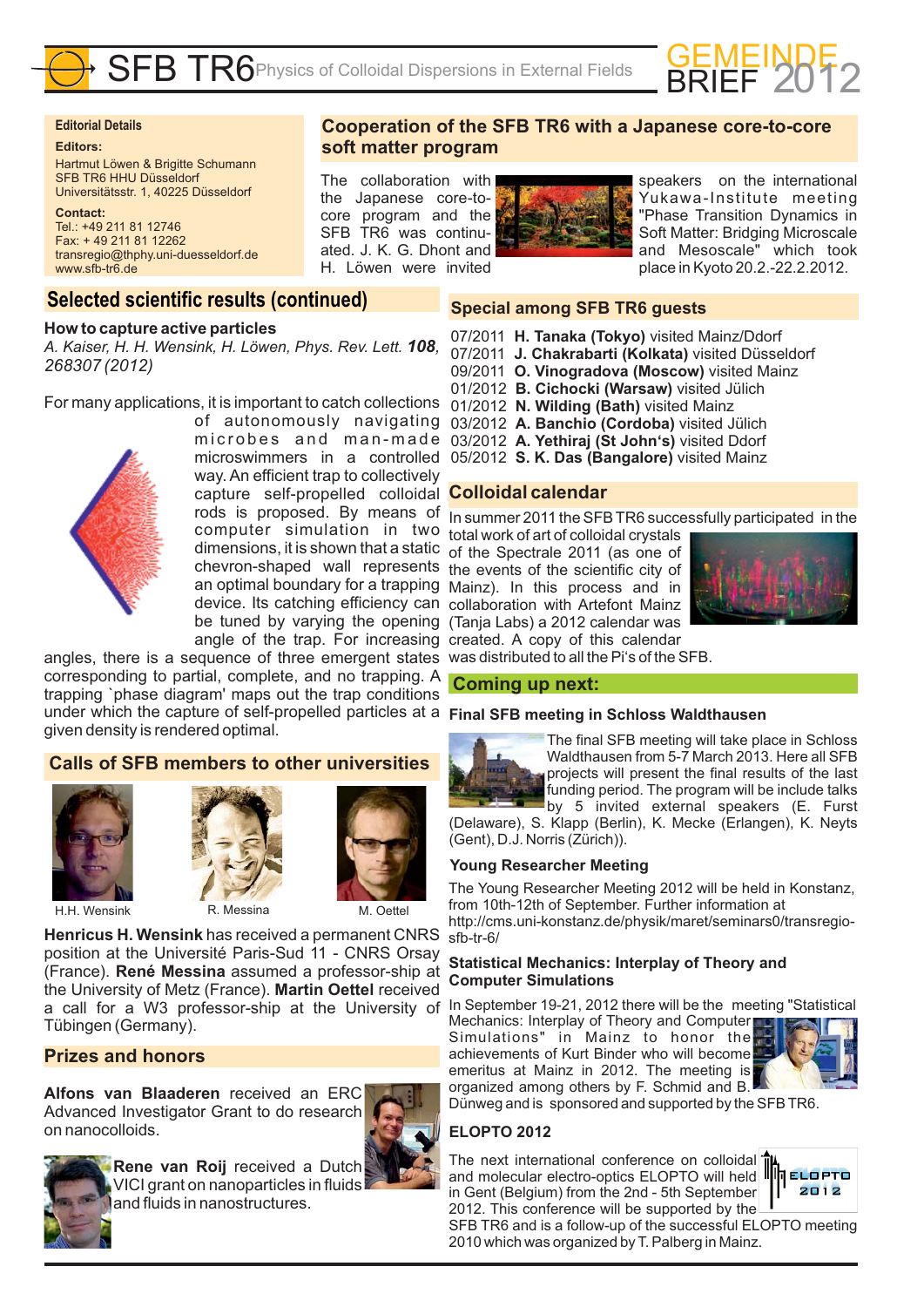# SFB TR6 Physics of Colloidal Dispersions in External Fields

GEMEINDE BRIEF 2012

**Editorial Details**

**Editors:**
Hartmut Löwen & Brigitte Schumann
SFB TR6 HHU Düsseldorf
Universitätsstr. 1, 40225 Düsseldorf

**Contact:**
Tel.: +49 211 81 12746
Fax: + 49 211 81 12262
transregio@thphy.uni-duesseldorf.de
www.sfb-tr6.de

## Cooperation of the SFB TR6 with a Japanese core-to-core soft matter program

The collaboration with the Japanese core-to-core program and the SFB TR6 was continuated. J. K. G. Dhont and H. Löwen were invited speakers on the international Yukawa-Institute meeting "Phase Transition Dynamics in Soft Matter: Bridging Microscale and Mesoscale" which took place in Kyoto 20.2.-22.2.2012.

## Selected scientific results (continued)

**How to capture active particles**
*A. Kaiser, H. H. Wensink, H. Löwen, Phys. Rev. Lett.* ***108****, 268307 (2012)*

For many applications, it is important to catch collections of autonomously navigating microbes and man-made microswimmers in a controlled way. An efficient trap to collectively capture self-propelled colloidal rods is proposed. By means of computer simulation in two dimensions, it is shown that a static chevron-shaped wall represents an optimal boundary for a trapping device. Its catching efficiency can be tuned by varying the opening angle of the trap. For increasing angles, there is a sequence of three emergent states corresponding to partial, complete, and no trapping. A trapping `phase diagram' maps out the trap conditions under which the capture of self-propelled particles at a given density is rendered optimal.

## Calls of SFB members to other universities

H.H. Wensink    R. Messina    M. Oettel

**Henricus H. Wensink** has received a permanent CNRS position at the Université Paris-Sud 11 - CNRS Orsay (France). **René Messina** assumed a professor-ship at the University of Metz (France). **Martin Oettel** received a call for a W3 professor-ship at the University of Tübingen (Germany).

## Prizes and honors

**Alfons van Blaaderen** received an ERC Advanced Investigator Grant to do research on nanocolloids.

**Rene van Roij** received a Dutch VICI grant on nanoparticles in fluids and fluids in nanostructures.

## Special among SFB TR6 guests

- 07/2011 **H. Tanaka (Tokyo)** visited Mainz/Ddorf
- 07/2011 **J. Chakrabarti (Kolkata)** visited Düsseldorf
- 09/2011 **O. Vinogradova (Moscow)** visited Mainz
- 01/2012 **B. Cichocki (Warsaw)** visited Jülich
- 01/2012 **N. Wilding (Bath)** visited Mainz
- 03/2012 **A. Banchio (Cordoba)** visited Jülich
- 03/2012 **A. Yethiraj (St John's)** visited Ddorf
- 05/2012 **S. K. Das (Bangalore)** visited Mainz

## Colloidal calendar

In summer 2011 the SFB TR6 successfully participated in the total work of art of colloidal crystals of the Spectrale 2011 (as one of the events of the scientific city of Mainz). In this process and in collaboration with Artefont Mainz (Tanja Labs) a 2012 calendar was created. A copy of this calendar was distributed to all the Pi's of the SFB.

## Coming up next:

### Final SFB meeting in Schloss Waldthausen

The final SFB meeting will take place in Schloss Waldthausen from 5-7 March 2013. Here all SFB projects will present the final results of the last funding period. The program will be include talks by 5 invited external speakers (E. Furst (Delaware), S. Klapp (Berlin), K. Mecke (Erlangen), K. Neyts (Gent), D.J. Norris (Zürich)).

### Young Researcher Meeting

The Young Researcher Meeting 2012 will be held in Konstanz, from 10th-12th of September. Further information at http://cms.uni-konstanz.de/physik/maret/seminars0/transregio-sfb-tr-6/

### Statistical Mechanics: Interplay of Theory and Computer Simulations

In September 19-21, 2012 there will be the meeting "Statistical Mechanics: Interplay of Theory and Computer Simulations" in Mainz to honor the achievements of Kurt Binder who will become emeritus at Mainz in 2012. The meeting is organized among others by F. Schmid and B. Dünweg and is sponsored and supported by the SFB TR6.

### ELOPTO 2012

The next international conference on colloidal and molecular electro-optics ELOPTO will held in Gent (Belgium) from the 2nd - 5th September 2012. This conference will be supported by the SFB TR6 and is a follow-up of the successful ELOPTO meeting 2010 which was organized by T. Palberg in Mainz.